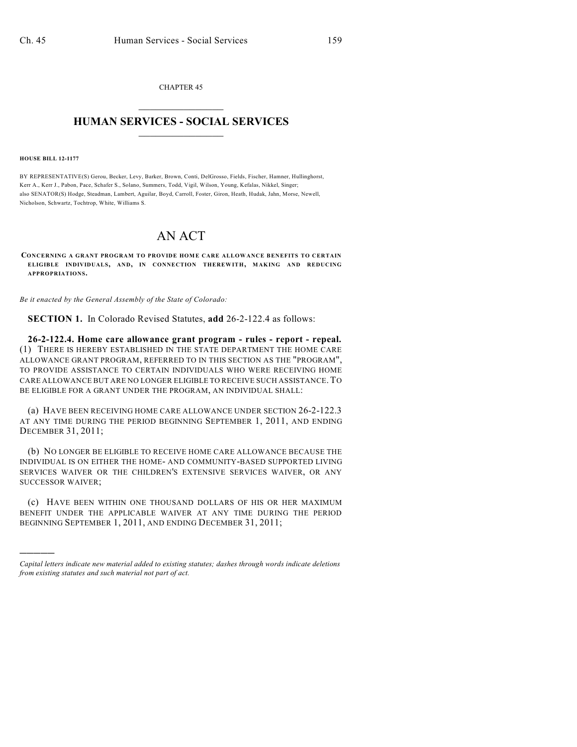CHAPTER 45

# HUMAN SERVICES - SOCIAL SERVICES

**HOUSE BILL 12-1177**

BY REPRESENTATIVE(S) Gerou, Becker, Levy, Barker, Brown, Conti, DelGrosso, Fields, Fischer, Hamner, Hullinghorst, Kerr A., Kerr J., Pabon, Pace, Schafer S., Solano, Summers, Todd, Vigil, Wilson, Young, Kefalas, Nikkel, Singer; also SENATOR(S) Hodge, Steadman, Lambert, Aguilar, Boyd, Carroll, Foster, Giron, Heath, Hudak, Jahn, Morse, Newell, Nicholson, Schwartz, Tochtrop, White, Williams S.

# AN ACT

**CONCERNING A GRANT PROGRAM TO PROVIDE HOME CARE ALLOWANCE BENEFITS TO CERTAIN ELIGIBLE INDIVIDUALS, AND, IN CONNECTION THEREWITH, MAKING AND REDUCING APPROPRIATIONS.**

*Be it enacted by the General Assembly of the State of Colorado:*

**SECTION 1.** In Colorado Revised Statutes, **add** 26-2-122.4 as follows:

**26-2-122.4. Home care allowance grant program - rules - report - repeal.** (1) THERE IS HEREBY ESTABLISHED IN THE STATE DEPARTMENT THE HOME CARE ALLOWANCE GRANT PROGRAM, REFERRED TO IN THIS SECTION AS THE "PROGRAM", TO PROVIDE ASSISTANCE TO CERTAIN INDIVIDUALS WHO WERE RECEIVING HOME CARE ALLOWANCE BUT ARE NO LONGER ELIGIBLE TO RECEIVE SUCH ASSISTANCE. TO BE ELIGIBLE FOR A GRANT UNDER THE PROGRAM, AN INDIVIDUAL SHALL:

(a) HAVE BEEN RECEIVING HOME CARE ALLOWANCE UNDER SECTION 26-2-122.3 AT ANY TIME DURING THE PERIOD BEGINNING SEPTEMBER 1, 2011, AND ENDING DECEMBER 31, 2011;

(b) NO LONGER BE ELIGIBLE TO RECEIVE HOME CARE ALLOWANCE BECAUSE THE INDIVIDUAL IS ON EITHER THE HOME- AND COMMUNITY-BASED SUPPORTED LIVING SERVICES WAIVER OR THE CHILDREN'S EXTENSIVE SERVICES WAIVER, OR ANY SUCCESSOR WAIVER;

(c) HAVE BEEN WITHIN ONE THOUSAND DOLLARS OF HIS OR HER MAXIMUM BENEFIT UNDER THE APPLICABLE WAIVER AT ANY TIME DURING THE PERIOD BEGINNING SEPTEMBER 1, 2011, AND ENDING DECEMBER 31, 2011;

---

*Capital letters indicate new material added to existing statutes; dashes through words indicate deletions from existing statutes and such material not part of act.*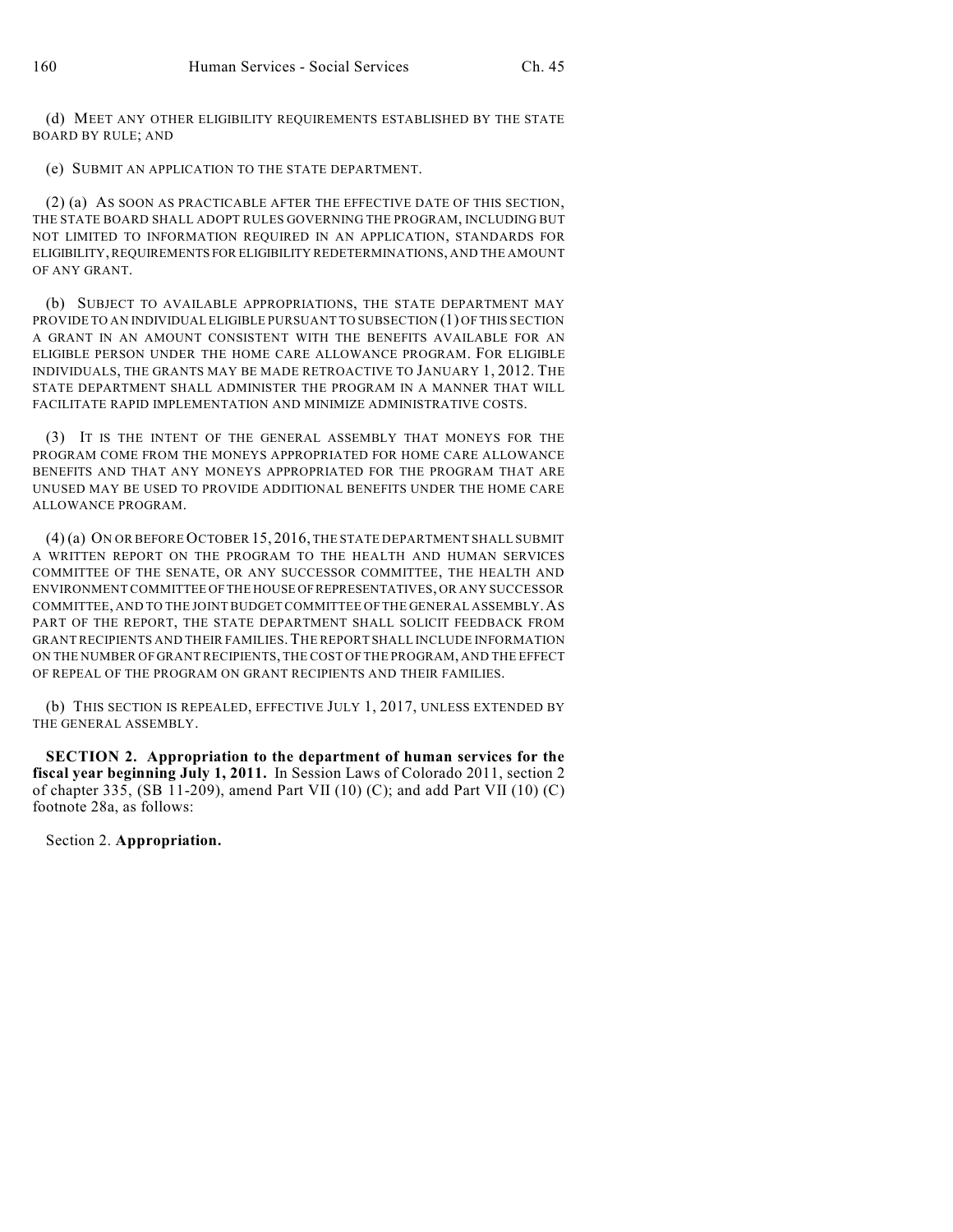(d) MEET ANY OTHER ELIGIBILITY REQUIREMENTS ESTABLISHED BY THE STATE BOARD BY RULE; AND

(e) SUBMIT AN APPLICATION TO THE STATE DEPARTMENT.

(2) (a) AS SOON AS PRACTICABLE AFTER THE EFFECTIVE DATE OF THIS SECTION, THE STATE BOARD SHALL ADOPT RULES GOVERNING THE PROGRAM, INCLUDING BUT NOT LIMITED TO INFORMATION REQUIRED IN AN APPLICATION, STANDARDS FOR ELIGIBILITY, REQUIREMENTS FOR ELIGIBILITY REDETERMINATIONS, AND THE AMOUNT OF ANY GRANT.

(b) SUBJECT TO AVAILABLE APPROPRIATIONS, THE STATE DEPARTMENT MAY PROVIDE TO AN INDIVIDUAL ELIGIBLE PURSUANT TO SUBSECTION (1) OF THIS SECTION A GRANT IN AN AMOUNT CONSISTENT WITH THE BENEFITS AVAILABLE FOR AN ELIGIBLE PERSON UNDER THE HOME CARE ALLOWANCE PROGRAM. FOR ELIGIBLE INDIVIDUALS, THE GRANTS MAY BE MADE RETROACTIVE TO JANUARY 1, 2012. THE STATE DEPARTMENT SHALL ADMINISTER THE PROGRAM IN A MANNER THAT WILL FACILITATE RAPID IMPLEMENTATION AND MINIMIZE ADMINISTRATIVE COSTS.

(3) IT IS THE INTENT OF THE GENERAL ASSEMBLY THAT MONEYS FOR THE PROGRAM COME FROM THE MONEYS APPROPRIATED FOR HOME CARE ALLOWANCE BENEFITS AND THAT ANY MONEYS APPROPRIATED FOR THE PROGRAM THAT ARE UNUSED MAY BE USED TO PROVIDE ADDITIONAL BENEFITS UNDER THE HOME CARE ALLOWANCE PROGRAM.

(4) (a) ON OR BEFORE OCTOBER 15, 2016, THE STATE DEPARTMENT SHALL SUBMIT A WRITTEN REPORT ON THE PROGRAM TO THE HEALTH AND HUMAN SERVICES COMMITTEE OF THE SENATE, OR ANY SUCCESSOR COMMITTEE, THE HEALTH AND ENVIRONMENT COMMITTEE OF THE HOUSE OF REPRESENTATIVES, OR ANY SUCCESSOR COMMITTEE, AND TO THE JOINT BUDGET COMMITTEE OF THE GENERAL ASSEMBLY. AS PART OF THE REPORT, THE STATE DEPARTMENT SHALL SOLICIT FEEDBACK FROM GRANT RECIPIENTS AND THEIR FAMILIES. THE REPORT SHALL INCLUDE INFORMATION ON THE NUMBER OF GRANT RECIPIENTS, THE COST OF THE PROGRAM, AND THE EFFECT OF REPEAL OF THE PROGRAM ON GRANT RECIPIENTS AND THEIR FAMILIES.

(b) THIS SECTION IS REPEALED, EFFECTIVE JULY 1, 2017, UNLESS EXTENDED BY THE GENERAL ASSEMBLY.

**SECTION 2. Appropriation to the department of human services for the fiscal year beginning July 1, 2011.** In Session Laws of Colorado 2011, section 2 of chapter 335, (SB 11-209), amend Part VII (10) (C); and add Part VII (10) (C) footnote 28a, as follows:

Section 2. **Appropriation.**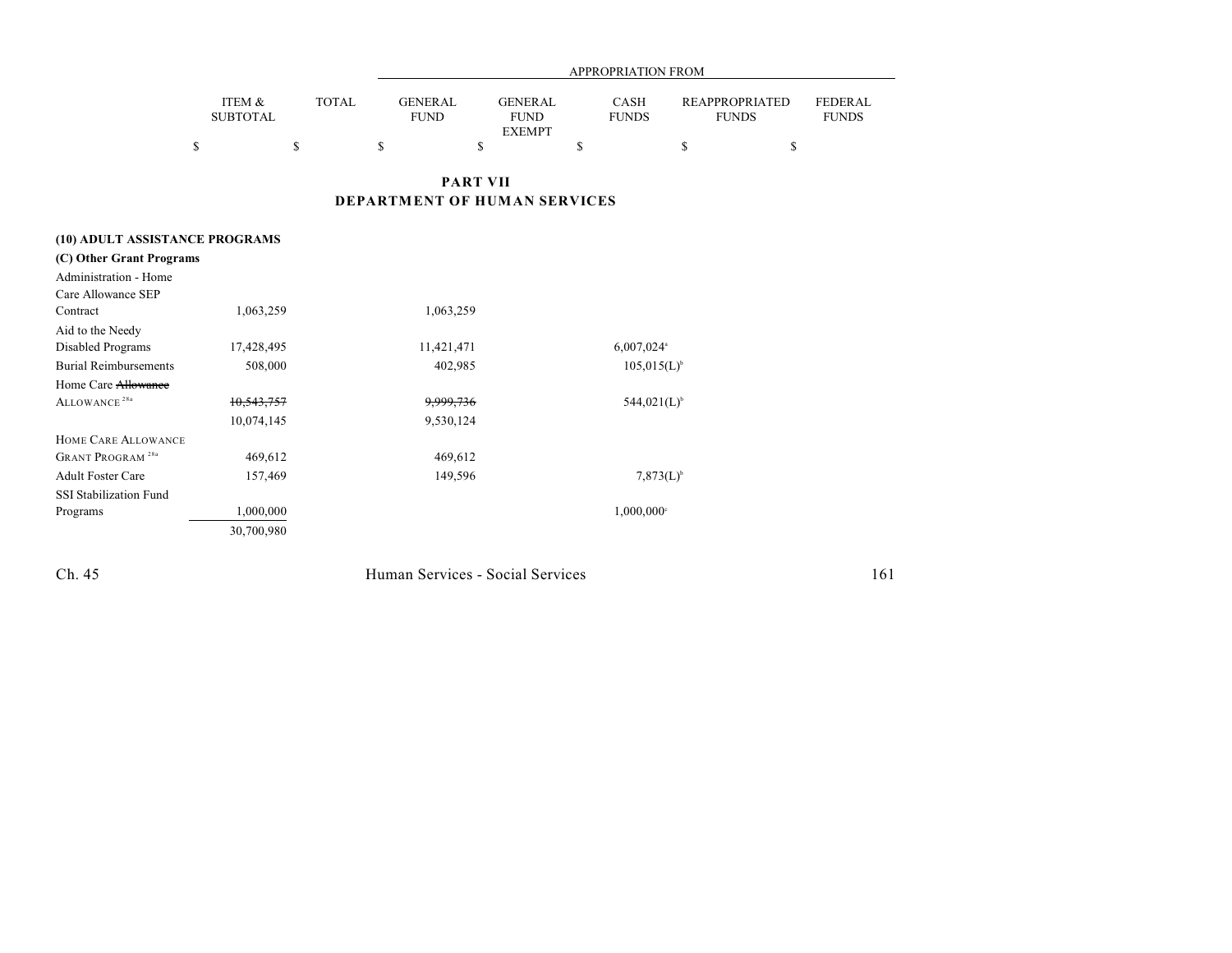| | ITEM & SUBTOTAL | TOTAL | APPROPRIATION FROM GENERAL FUND | GENERAL FUND EXEMPT | CASH FUNDS | REAPPROPRIATED FUNDS | FEDERAL FUNDS |
|---|---|---|---|---|---|---|---|
| | $ | $ | $ | $ | $ | $ | $ |

## PART VII
## DEPARTMENT OF HUMAN SERVICES

**(10) ADULT ASSISTANCE PROGRAMS**

**(C) Other Grant Programs**

| | ITEM & SUBTOTAL | TOTAL | GENERAL FUND | GENERAL FUND EXEMPT | CASH FUNDS | REAPPROPRIATED FUNDS | FEDERAL FUNDS |
|---|---|---|---|---|---|---|---|
| Administration - Home Care Allowance SEP Contract | 1,063,259 | | 1,063,259 | | | | |
| Aid to the Needy Disabled Programs | 17,428,495 | | 11,421,471 | | 6,007,024[a] | | |
| Burial Reimbursements | 508,000 | | 402,985 | | 105,015(L)[b] | | |
| Home Care ~~Allowance~~ ALLOWANCE [28a] | ~~10,543,757~~ | | ~~9,999,736~~ | | 544,021(L)[b] | | |
| | 10,074,145 | | 9,530,124 | | | | |
| HOME CARE ALLOWANCE GRANT PROGRAM [28a] | 469,612 | | 469,612 | | | | |
| Adult Foster Care | 157,469 | | 149,596 | | 7,873(L)[b] | | |
| SSI Stabilization Fund Programs | 1,000,000 | | | | 1,000,000[c] | | |
| | 30,700,980 | | | | | | |

Ch. 45 Human Services - Social Services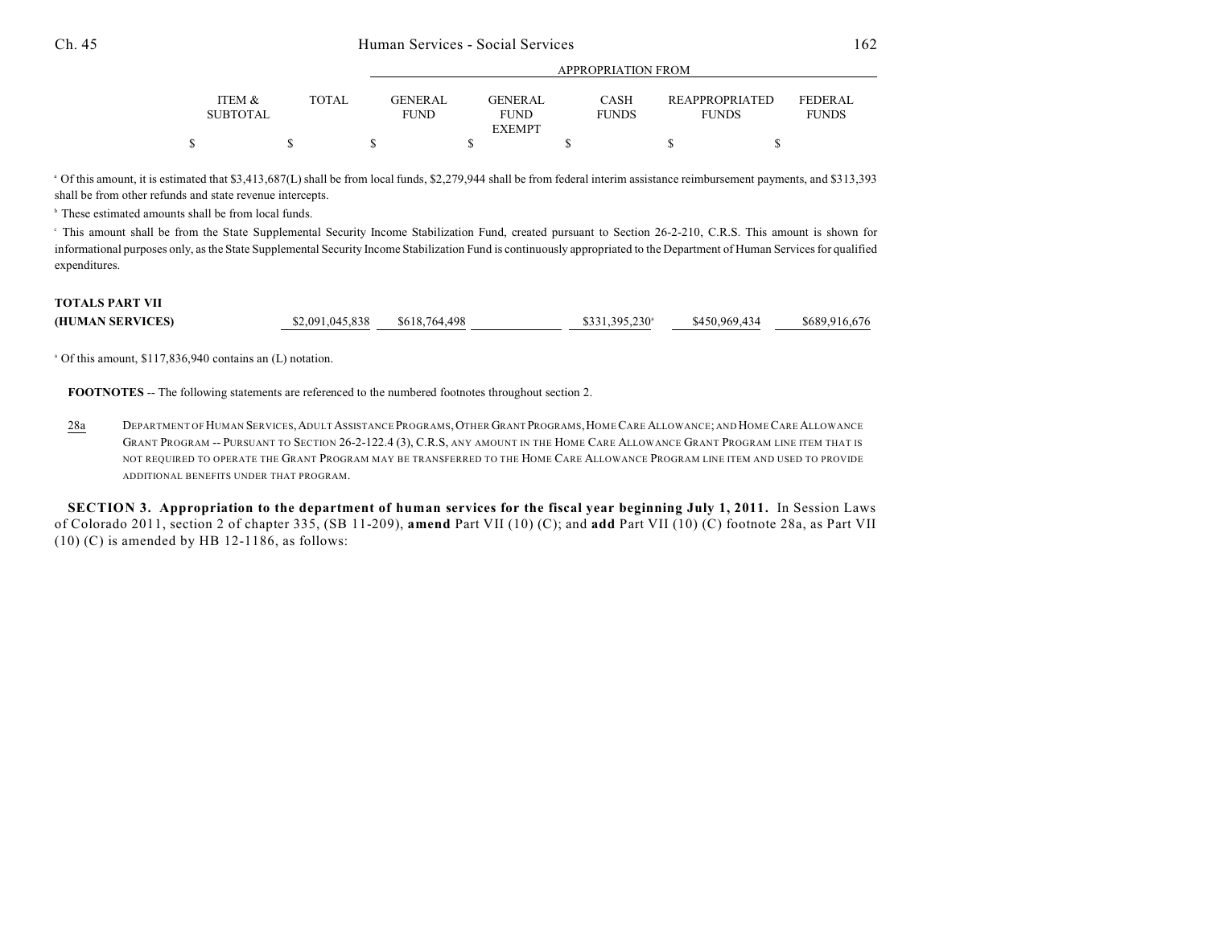| | ITEM & SUBTOTAL | TOTAL | GENERAL FUND | GENERAL FUND EXEMPT | CASH FUNDS | REAPPROPRIATED FUNDS | FEDERAL FUNDS |
|---|---|---|---|---|---|---|---|
| | | | APPROPRIATION FROM | | | | |
| | $ | $ | $ | $ | $ | $ | $ |

[a] Of this amount, it is estimated that $3,413,687(L) shall be from local funds, $2,279,944 shall be from federal interim assistance reimbursement payments, and $313,393 shall be from other refunds and state revenue intercepts.

[b] These estimated amounts shall be from local funds.

[c] This amount shall be from the State Supplemental Security Income Stabilization Fund, created pursuant to Section 26-2-210, C.R.S. This amount is shown for informational purposes only, as the State Supplemental Security Income Stabilization Fund is continuously appropriated to the Department of Human Services for qualified expenditures.

| | ITEM & SUBTOTAL | TOTAL | GENERAL FUND | GENERAL FUND EXEMPT | CASH FUNDS | REAPPROPRIATED FUNDS | FEDERAL FUNDS |
|---|---|---|---|---|---|---|---|
| **TOTALS PART VII (HUMAN SERVICES)** | | $2,091,045,838 | $618,764,498 | | $331,395,230[a] | $450,969,434 | $689,916,676 |

[a] Of this amount, $117,836,940 contains an (L) notation.

**FOOTNOTES** -- The following statements are referenced to the numbered footnotes throughout section 2.

<u>28a</u> DEPARTMENT OF HUMAN SERVICES, ADULT ASSISTANCE PROGRAMS, OTHER GRANT PROGRAMS, HOME CARE ALLOWANCE; AND HOME CARE ALLOWANCE GRANT PROGRAM -- PURSUANT TO SECTION 26-2-122.4 (3), C.R.S, ANY AMOUNT IN THE HOME CARE ALLOWANCE GRANT PROGRAM LINE ITEM THAT IS NOT REQUIRED TO OPERATE THE GRANT PROGRAM MAY BE TRANSFERRED TO THE HOME CARE ALLOWANCE PROGRAM LINE ITEM AND USED TO PROVIDE ADDITIONAL BENEFITS UNDER THAT PROGRAM.

**SECTION 3. Appropriation to the department of human services for the fiscal year beginning July 1, 2011.** In Session Laws of Colorado 2011, section 2 of chapter 335, (SB 11-209), **amend** Part VII (10) (C); and **add** Part VII (10) (C) footnote 28a, as Part VII (10) (C) is amended by HB 12-1186, as follows: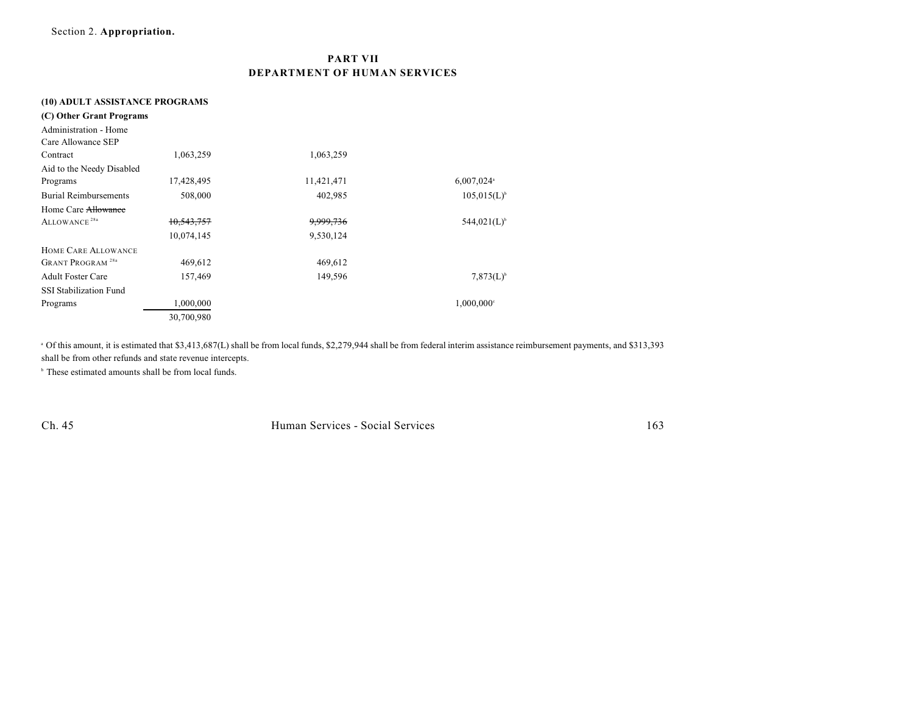Section 2. **Appropriation.**

## PART VII
## DEPARTMENT OF HUMAN SERVICES

**(10) ADULT ASSISTANCE PROGRAMS**

**(C) Other Grant Programs**

| | | | |
|---|---|---|---|
| Administration - Home Care Allowance SEP Contract | 1,063,259 | 1,063,259 | |
| Aid to the Needy Disabled Programs | 17,428,495 | 11,421,471 | 6,007,024[a] |
| Burial Reimbursements | 508,000 | 402,985 | 105,015(L)[b] |
| Home Care ~~Allowance~~ ALLOWANCE [28a] | ~~10,543,757~~ | ~~9,999,736~~ | 544,021(L)[b] |
| | 10,074,145 | 9,530,124 | |
| HOME CARE ALLOWANCE GRANT PROGRAM [28a] | 469,612 | 469,612 | |
| Adult Foster Care | 157,469 | 149,596 | 7,873(L)[b] |
| SSI Stabilization Fund Programs | 1,000,000 | | 1,000,000[c] |
| | 30,700,980 | | |

[a] Of this amount, it is estimated that $3,413,687(L) shall be from local funds, $2,279,944 shall be from federal interim assistance reimbursement payments, and $313,393 shall be from other refunds and state revenue intercepts.

[b] These estimated amounts shall be from local funds.

Ch. 45 Human Services - Social Services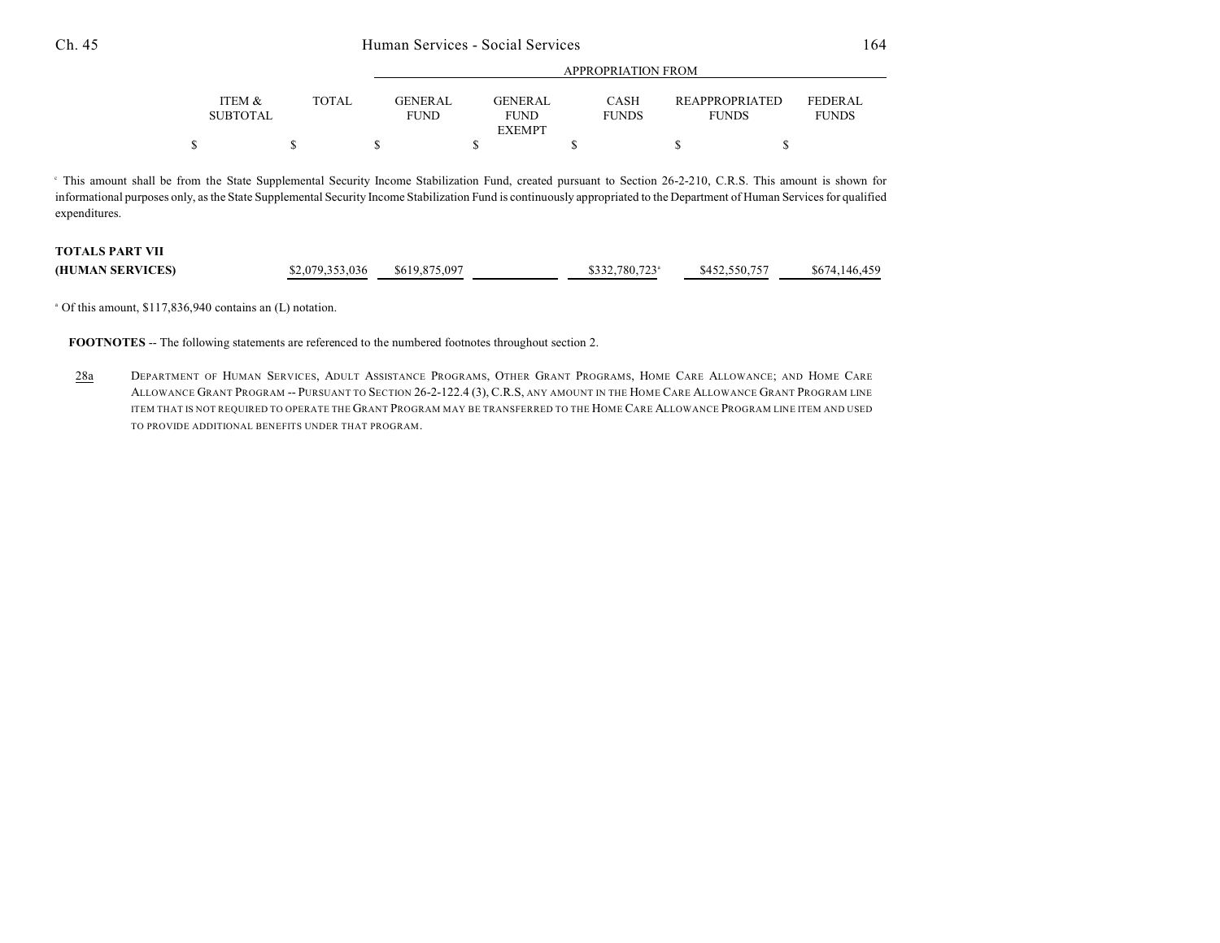| | ITEM & SUBTOTAL | TOTAL | GENERAL FUND | GENERAL FUND EXEMPT | CASH FUNDS | REAPPROPRIATED FUNDS | FEDERAL FUNDS |
|---|---|---|---|---|---|---|---|
| | | | APPROPRIATION FROM | | | | |
| | $ | $ | $ | $ | $ | $ | $ |

[c] This amount shall be from the State Supplemental Security Income Stabilization Fund, created pursuant to Section 26-2-210, C.R.S. This amount is shown for informational purposes only, as the State Supplemental Security Income Stabilization Fund is continuously appropriated to the Department of Human Services for qualified expenditures.

| | ITEM & SUBTOTAL | TOTAL | GENERAL FUND | GENERAL FUND EXEMPT | CASH FUNDS | REAPPROPRIATED FUNDS | FEDERAL FUNDS |
|---|---|---|---|---|---|---|---|
| **TOTALS PART VII (HUMAN SERVICES)** | | $2,079,353,036 | $619,875,097 | | $332,780,723[a] | $452,550,757 | $674,146,459 |

[a] Of this amount, $117,836,940 contains an (L) notation.

**FOOTNOTES** -- The following statements are referenced to the numbered footnotes throughout section 2.

28a DEPARTMENT OF HUMAN SERVICES, ADULT ASSISTANCE PROGRAMS, OTHER GRANT PROGRAMS, HOME CARE ALLOWANCE; AND HOME CARE ALLOWANCE GRANT PROGRAM -- PURSUANT TO SECTION 26-2-122.4 (3), C.R.S, ANY AMOUNT IN THE HOME CARE ALLOWANCE GRANT PROGRAM LINE ITEM THAT IS NOT REQUIRED TO OPERATE THE GRANT PROGRAM MAY BE TRANSFERRED TO THE HOME CARE ALLOWANCE PROGRAM LINE ITEM AND USED TO PROVIDE ADDITIONAL BENEFITS UNDER THAT PROGRAM.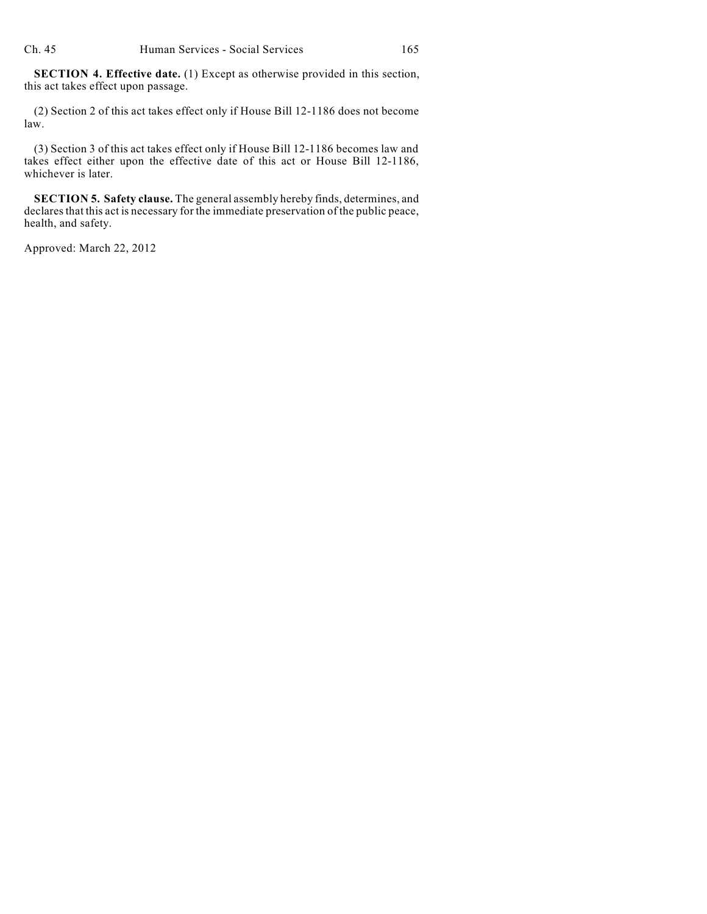**SECTION 4. Effective date.** (1) Except as otherwise provided in this section, this act takes effect upon passage.

(2) Section 2 of this act takes effect only if House Bill 12-1186 does not become law.

(3) Section 3 of this act takes effect only if House Bill 12-1186 becomes law and takes effect either upon the effective date of this act or House Bill 12-1186, whichever is later.

**SECTION 5. Safety clause.** The general assembly hereby finds, determines, and declares that this act is necessary for the immediate preservation of the public peace, health, and safety.

Approved: March 22, 2012